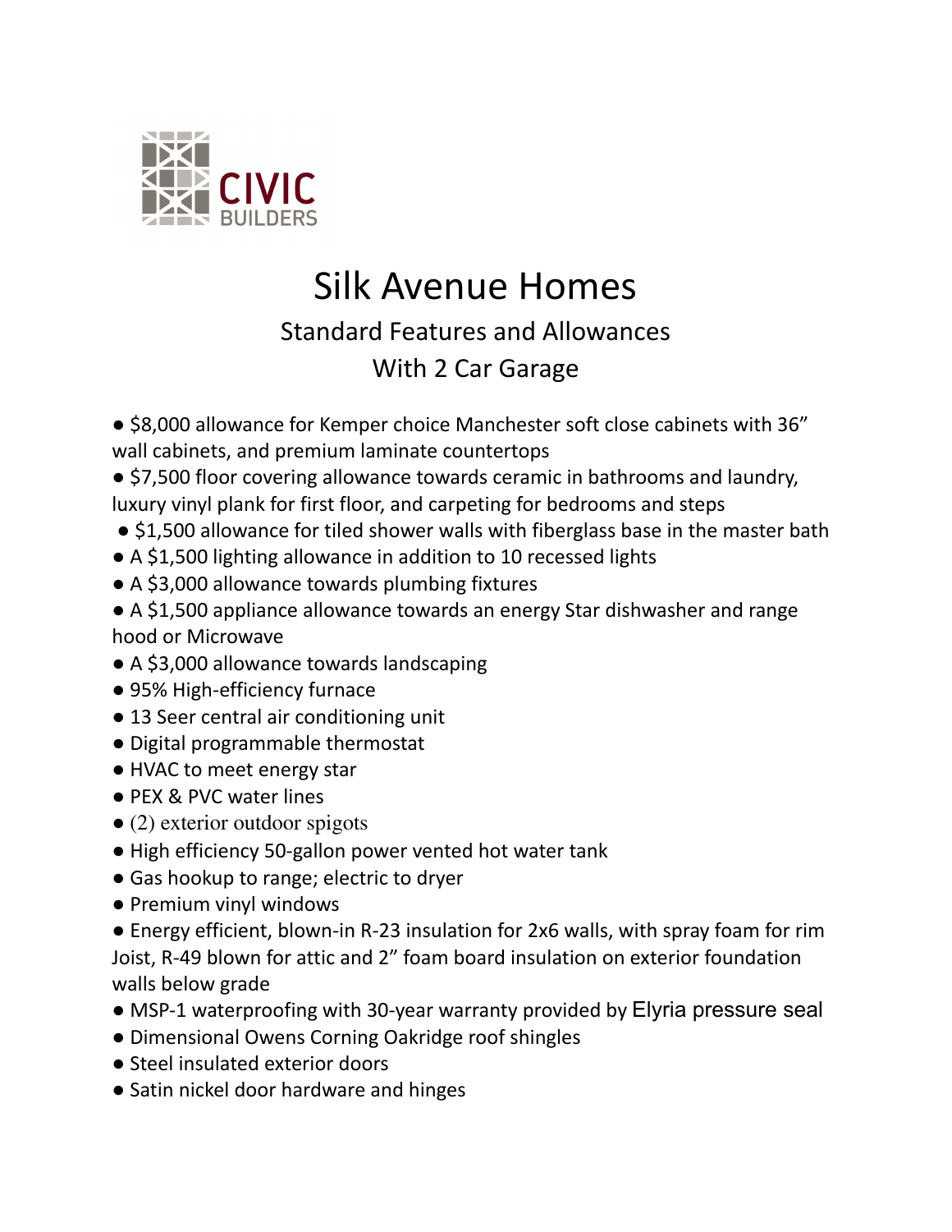CIVIC BUILDERS

# Silk Avenue Homes

## Standard Features and Allowances

## With 2 Car Garage

- $8,000 allowance for Kemper choice Manchester soft close cabinets with 36" wall cabinets, and premium laminate countertops
- $7,500 floor covering allowance towards ceramic in bathrooms and laundry, luxury vinyl plank for first floor, and carpeting for bedrooms and steps
- $1,500 allowance for tiled shower walls with fiberglass base in the master bath
- A $1,500 lighting allowance in addition to 10 recessed lights
- A $3,000 allowance towards plumbing fixtures
- A $1,500 appliance allowance towards an energy Star dishwasher and range hood or Microwave
- A $3,000 allowance towards landscaping
- 95% High-efficiency furnace
- 13 Seer central air conditioning unit
- Digital programmable thermostat
- HVAC to meet energy star
- PEX & PVC water lines
- (2) exterior outdoor spigots
- High efficiency 50-gallon power vented hot water tank
- Gas hookup to range; electric to dryer
- Premium vinyl windows
- Energy efficient, blown-in R-23 insulation for 2x6 walls, with spray foam for rim Joist, R-49 blown for attic and 2" foam board insulation on exterior foundation walls below grade
- MSP-1 waterproofing with 30-year warranty provided by Elyria pressure seal
- Dimensional Owens Corning Oakridge roof shingles
- Steel insulated exterior doors
- Satin nickel door hardware and hinges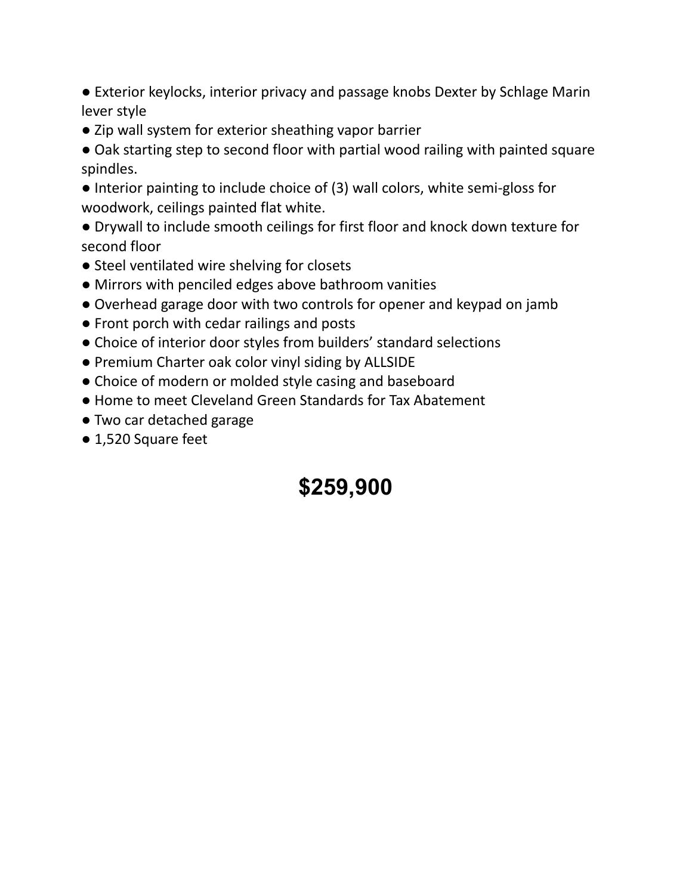- Exterior keylocks, interior privacy and passage knobs Dexter by Schlage Marin lever style
- Zip wall system for exterior sheathing vapor barrier
- Oak starting step to second floor with partial wood railing with painted square spindles.
- Interior painting to include choice of (3) wall colors, white semi-gloss for woodwork, ceilings painted flat white.
- Drywall to include smooth ceilings for first floor and knock down texture for second floor
- Steel ventilated wire shelving for closets
- Mirrors with penciled edges above bathroom vanities
- Overhead garage door with two controls for opener and keypad on jamb
- Front porch with cedar railings and posts
- Choice of interior door styles from builders’ standard selections
- Premium Charter oak color vinyl siding by ALLSIDE
- Choice of modern or molded style casing and baseboard
- Home to meet Cleveland Green Standards for Tax Abatement
- Two car detached garage
- 1,520 Square feet

**$259,900**